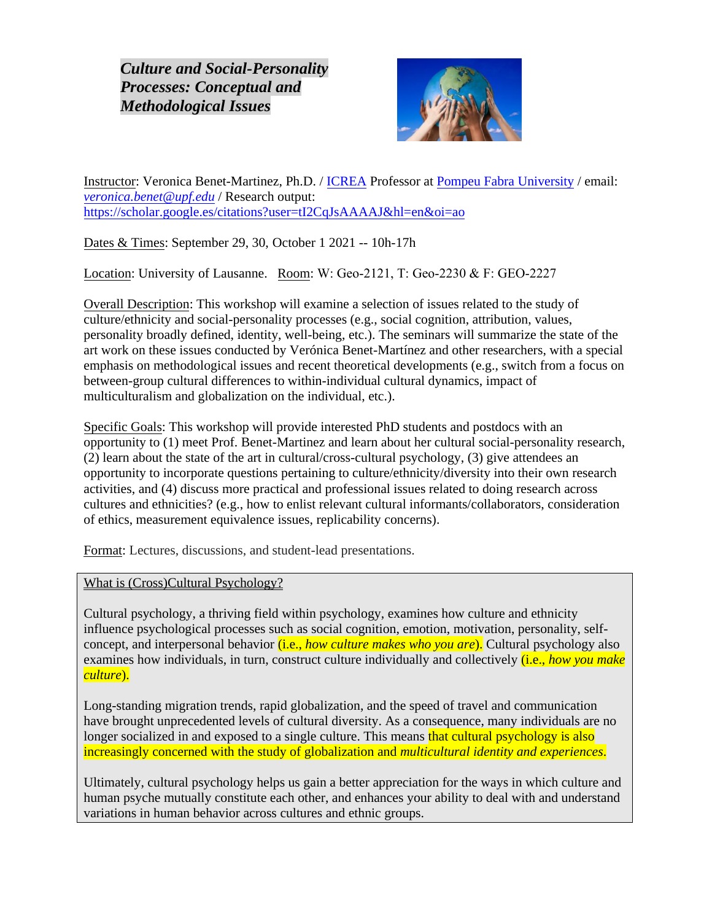# *Culture and Social-Personality Processes: Conceptual and Methodological Issues*

Instructor: Veronica Benet-Martinez, Ph.D. / ICREA Professor at Pompeu Fabra University / email: *veronica.benet@upf.edu* / Research output: https://scholar.google.es/citations?user=tI2CqJsAAAAJ&hl=en&oi=ao

Dates & Times: September 29, 30, October 1 2021 -- 10h-17h

Location: University of Lausanne. Room: W: Geo-2121, T: Geo-2230 & F: GEO-2227

Overall Description: This workshop will examine a selection of issues related to the study of culture/ethnicity and social-personality processes (e.g., social cognition, attribution, values, personality broadly defined, identity, well-being, etc.). The seminars will summarize the state of the art work on these issues conducted by Verónica Benet-Martínez and other researchers, with a special emphasis on methodological issues and recent theoretical developments (e.g., switch from a focus on between-group cultural differences to within-individual cultural dynamics, impact of multiculturalism and globalization on the individual, etc.).

Specific Goals: This workshop will provide interested PhD students and postdocs with an opportunity to (1) meet Prof. Benet-Martinez and learn about her cultural social-personality research, (2) learn about the state of the art in cultural/cross-cultural psychology, (3) give attendees an opportunity to incorporate questions pertaining to culture/ethnicity/diversity into their own research activities, and (4) discuss more practical and professional issues related to doing research across cultures and ethnicities? (e.g., how to enlist relevant cultural informants/collaborators, consideration of ethics, measurement equivalence issues, replicability concerns).

Format: Lectures, discussions, and student-lead presentations.

## What is (Cross)Cultural Psychology?

Cultural psychology, a thriving field within psychology, examines how culture and ethnicity influence psychological processes such as social cognition, emotion, motivation, personality, self-concept, and interpersonal behavior (i.e., *how culture makes who you are*). Cultural psychology also examines how individuals, in turn, construct culture individually and collectively (i.e., *how you make culture*).

Long-standing migration trends, rapid globalization, and the speed of travel and communication have brought unprecedented levels of cultural diversity. As a consequence, many individuals are no longer socialized in and exposed to a single culture. This means that cultural psychology is also increasingly concerned with the study of globalization and *multicultural identity and experiences*.

Ultimately, cultural psychology helps us gain a better appreciation for the ways in which culture and human psyche mutually constitute each other, and enhances your ability to deal with and understand variations in human behavior across cultures and ethnic groups.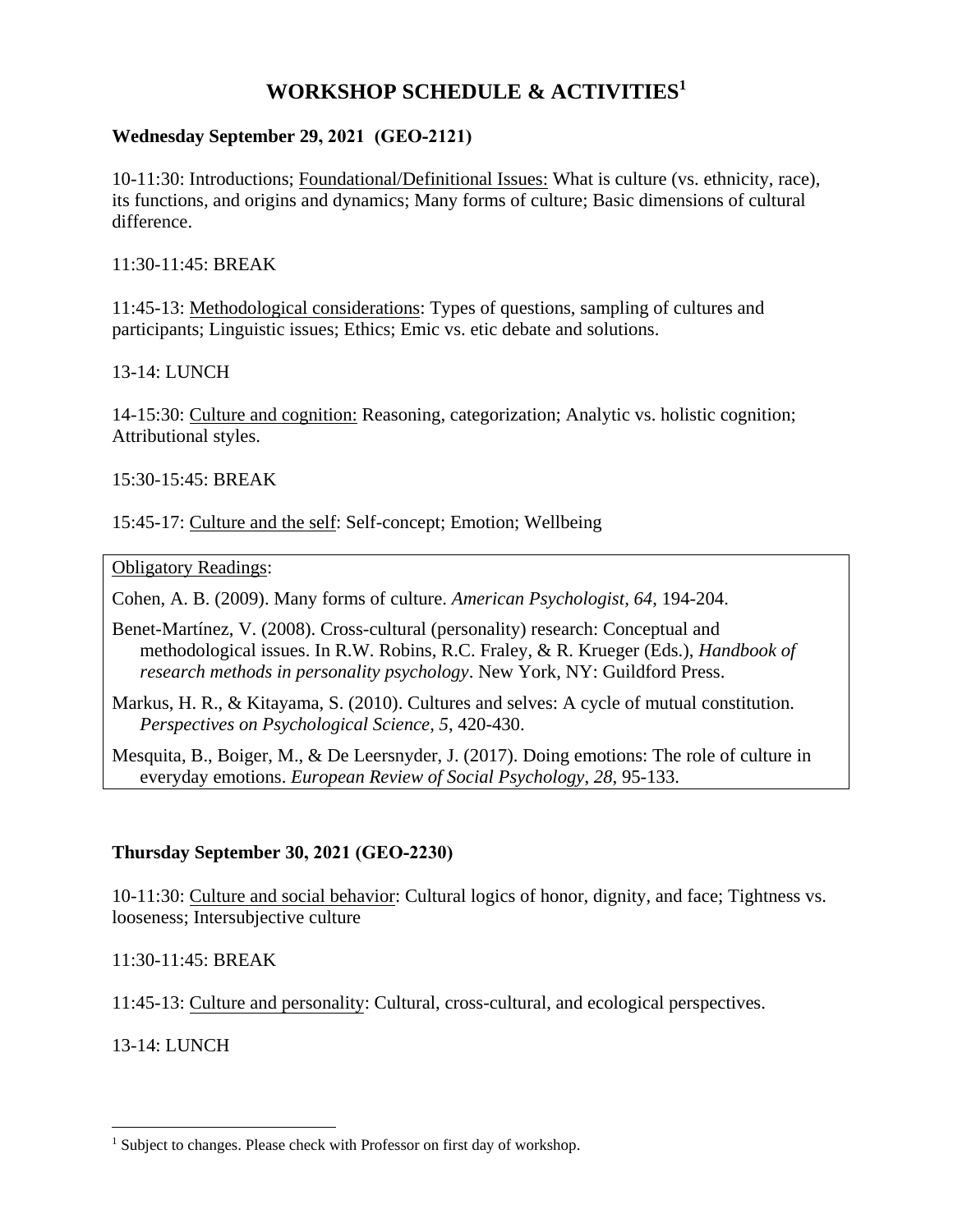# WORKSHOP SCHEDULE & ACTIVITIES[1]

**Wednesday September 29, 2021 (GEO-2121)**

10-11:30: Introductions; Foundational/Definitional Issues: What is culture (vs. ethnicity, race), its functions, and origins and dynamics; Many forms of culture; Basic dimensions of cultural difference.

11:30-11:45: BREAK

11:45-13: Methodological considerations: Types of questions, sampling of cultures and participants; Linguistic issues; Ethics; Emic vs. etic debate and solutions.

13-14: LUNCH

14-15:30: Culture and cognition: Reasoning, categorization; Analytic vs. holistic cognition; Attributional styles.

15:30-15:45: BREAK

15:45-17: Culture and the self: Self-concept; Emotion; Wellbeing

Obligatory Readings:

Cohen, A. B. (2009). Many forms of culture. *American Psychologist, 64*, 194-204.

Benet-Martínez, V. (2008). Cross-cultural (personality) research: Conceptual and methodological issues. In R.W. Robins, R.C. Fraley, & R. Krueger (Eds.), *Handbook of research methods in personality psychology*. New York, NY: Guildford Press.

Markus, H. R., & Kitayama, S. (2010). Cultures and selves: A cycle of mutual constitution. *Perspectives on Psychological Science, 5*, 420-430.

Mesquita, B., Boiger, M., & De Leersnyder, J. (2017). Doing emotions: The role of culture in everyday emotions. *European Review of Social Psychology, 28*, 95-133.

**Thursday September 30, 2021 (GEO-2230)**

10-11:30: Culture and social behavior: Cultural logics of honor, dignity, and face; Tightness vs. looseness; Intersubjective culture

11:30-11:45: BREAK

11:45-13: Culture and personality: Cultural, cross-cultural, and ecological perspectives.

13-14: LUNCH

[1] Subject to changes. Please check with Professor on first day of workshop.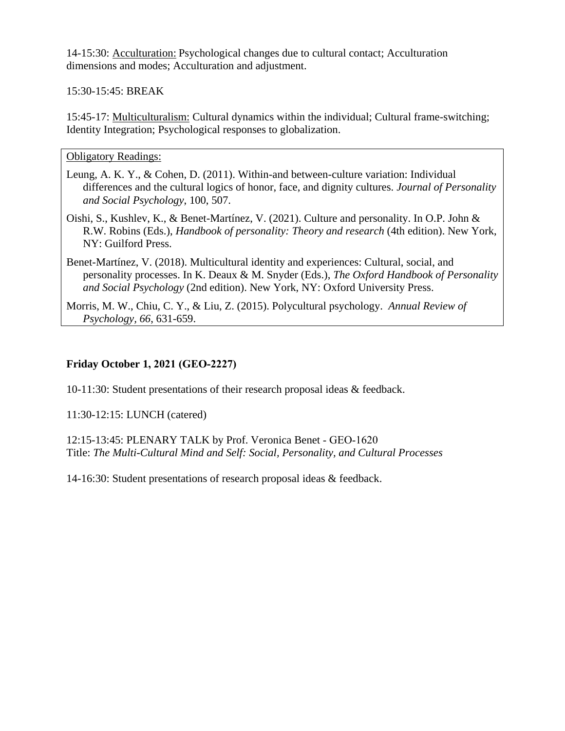14-15:30: Acculturation: Psychological changes due to cultural contact; Acculturation dimensions and modes; Acculturation and adjustment.

15:30-15:45: BREAK

15:45-17: Multiculturalism: Cultural dynamics within the individual; Cultural frame-switching; Identity Integration; Psychological responses to globalization.

Obligatory Readings:

Leung, A. K. Y., & Cohen, D. (2011). Within-and between-culture variation: Individual differences and the cultural logics of honor, face, and dignity cultures. *Journal of Personality and Social Psychology*, 100, 507.

Oishi, S., Kushlev, K., & Benet-Martínez, V. (2021). Culture and personality. In O.P. John & R.W. Robins (Eds.), *Handbook of personality: Theory and research* (4th edition). New York, NY: Guilford Press.

Benet-Martínez, V. (2018). Multicultural identity and experiences: Cultural, social, and personality processes. In K. Deaux & M. Snyder (Eds.), *The Oxford Handbook of Personality and Social Psychology* (2nd edition). New York, NY: Oxford University Press.

Morris, M. W., Chiu, C. Y., & Liu, Z. (2015). Polycultural psychology. *Annual Review of Psychology, 66*, 631-659.

**Friday October 1, 2021 (GEO-2227)**

10-11:30: Student presentations of their research proposal ideas & feedback.

11:30-12:15: LUNCH (catered)

12:15-13:45: PLENARY TALK by Prof. Veronica Benet - GEO-1620
Title: *The Multi-Cultural Mind and Self: Social, Personality, and Cultural Processes*

14-16:30: Student presentations of research proposal ideas & feedback.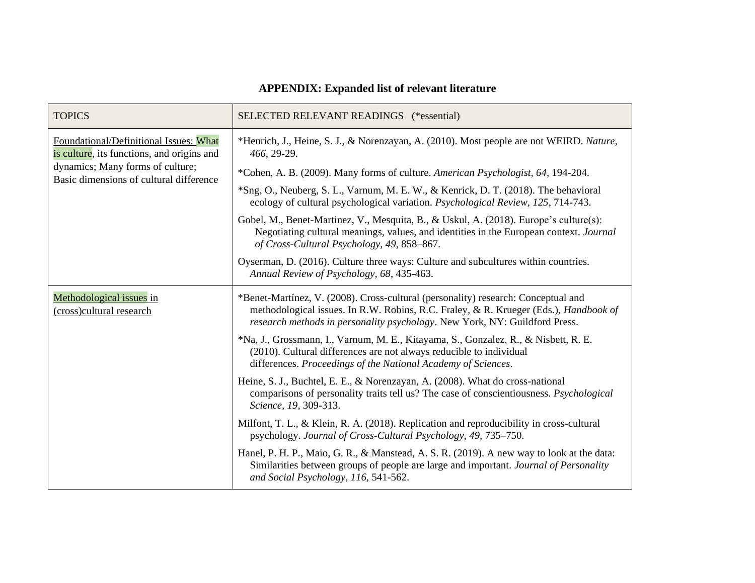## APPENDIX: Expanded list of relevant literature

| TOPICS | SELECTED RELEVANT READINGS (*essential) |
|---|---|
| Foundational/Definitional Issues: What is culture, its functions, and origins and dynamics; Many forms of culture; Basic dimensions of cultural difference | *Henrich, J., Heine, S. J., & Norenzayan, A. (2010). Most people are not WEIRD. *Nature, 466*, 29-29.<br><br>*Cohen, A. B. (2009). Many forms of culture. *American Psychologist, 64*, 194-204.<br><br>*Sng, O., Neuberg, S. L., Varnum, M. E. W., & Kenrick, D. T. (2018). The behavioral ecology of cultural psychological variation. *Psychological Review, 125*, 714-743.<br><br>Gobel, M., Benet-Martinez, V., Mesquita, B., & Uskul, A. (2018). Europe's culture(s): Negotiating cultural meanings, values, and identities in the European context. *Journal of Cross-Cultural Psychology, 49,* 858–867.<br><br>Oyserman, D. (2016). Culture three ways: Culture and subcultures within countries. *Annual Review of Psychology, 68*, 435-463. |
| Methodological issues in (cross)cultural research | *Benet-Martínez, V. (2008). Cross-cultural (personality) research: Conceptual and methodological issues. In R.W. Robins, R.C. Fraley, & R. Krueger (Eds.), *Handbook of research methods in personality psychology*. New York, NY: Guildford Press.<br><br>*Na, J., Grossmann, I., Varnum, M. E., Kitayama, S., Gonzalez, R., & Nisbett, R. E. (2010). Cultural differences are not always reducible to individual differences. *Proceedings of the National Academy of Sciences*.<br><br>Heine, S. J., Buchtel, E. E., & Norenzayan, A. (2008). What do cross-national comparisons of personality traits tell us? The case of conscientiousness. *Psychological Science, 19*, 309-313.<br><br>Milfont, T. L., & Klein, R. A. (2018). Replication and reproducibility in cross-cultural psychology. *Journal of Cross-Cultural Psychology, 49*, 735–750.<br><br>Hanel, P. H. P., Maio, G. R., & Manstead, A. S. R. (2019). A new way to look at the data: Similarities between groups of people are large and important. *Journal of Personality and Social Psychology, 116,* 541-562. |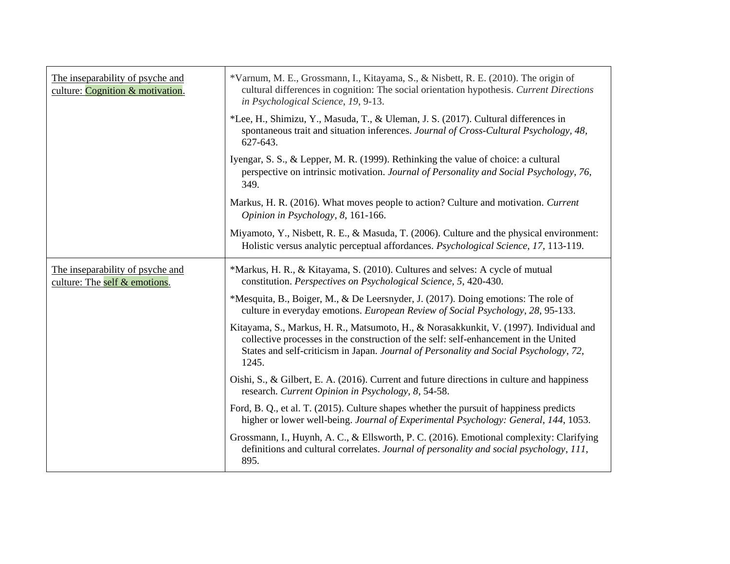| | |
|---|---|
| The inseparability of psyche and culture: Cognition & motivation. | *Varnum, M. E., Grossmann, I., Kitayama, S., & Nisbett, R. E. (2010). The origin of cultural differences in cognition: The social orientation hypothesis. *Current Directions in Psychological Science*, *19*, 9-13.<br><br>*Lee, H., Shimizu, Y., Masuda, T., & Uleman, J. S. (2017). Cultural differences in spontaneous trait and situation inferences. *Journal of Cross-Cultural Psychology*, *48*, 627-643.<br><br>Iyengar, S. S., & Lepper, M. R. (1999). Rethinking the value of choice: a cultural perspective on intrinsic motivation. *Journal of Personality and Social Psychology*, *76*, 349.<br><br>Markus, H. R. (2016). What moves people to action? Culture and motivation. *Current Opinion in Psychology*, *8*, 161-166.<br><br>Miyamoto, Y., Nisbett, R. E., & Masuda, T. (2006). Culture and the physical environment: Holistic versus analytic perceptual affordances. *Psychological Science*, *17*, 113-119. |
| The inseparability of psyche and culture: The self & emotions. | *Markus, H. R., & Kitayama, S. (2010). Cultures and selves: A cycle of mutual constitution. *Perspectives on Psychological Science, 5*, 420-430.<br><br>*Mesquita, B., Boiger, M., & De Leersnyder, J. (2017). Doing emotions: The role of culture in everyday emotions. *European Review of Social Psychology*, *28*, 95-133.<br><br>Kitayama, S., Markus, H. R., Matsumoto, H., & Norasakkunkit, V. (1997). Individual and collective processes in the construction of the self: self-enhancement in the United States and self-criticism in Japan. *Journal of Personality and Social Psychology*, *72*, 1245.<br><br>Oishi, S., & Gilbert, E. A. (2016). Current and future directions in culture and happiness research. *Current Opinion in Psychology*, *8*, 54-58.<br><br>Ford, B. Q., et al. T. (2015). Culture shapes whether the pursuit of happiness predicts higher or lower well-being. *Journal of Experimental Psychology: General*, *144*, 1053.<br><br>Grossmann, I., Huynh, A. C., & Ellsworth, P. C. (2016). Emotional complexity: Clarifying definitions and cultural correlates. *Journal of personality and social psychology*, *111*, 895. |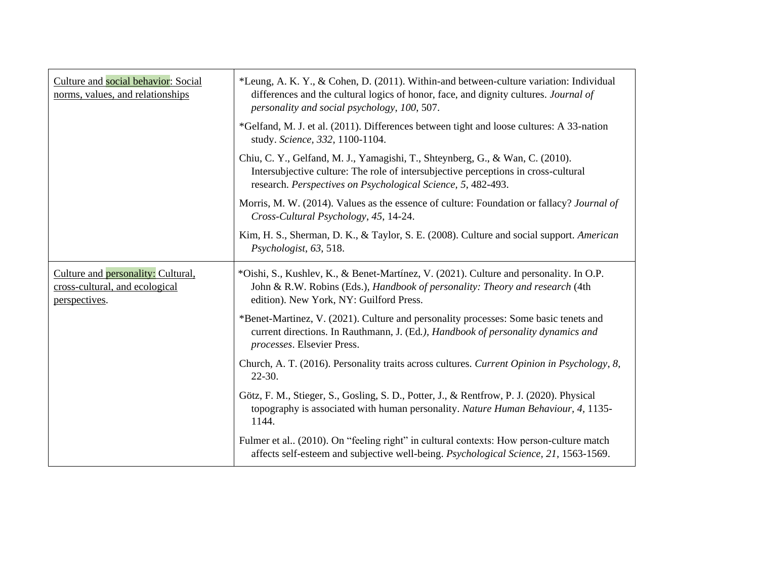| | |
|---|---|
| Culture and social behavior: Social norms, values, and relationships | *Leung, A. K. Y., & Cohen, D. (2011). Within-and between-culture variation: Individual differences and the cultural logics of honor, face, and dignity cultures. *Journal of personality and social psychology*, *100*, 507.<br><br>*Gelfand, M. J. et al. (2011). Differences between tight and loose cultures: A 33-nation study. *Science*, *332*, 1100-1104.<br><br>Chiu, C. Y., Gelfand, M. J., Yamagishi, T., Shteynberg, G., & Wan, C. (2010). Intersubjective culture: The role of intersubjective perceptions in cross-cultural research. *Perspectives on Psychological Science, 5*, 482-493.<br><br>Morris, M. W. (2014). Values as the essence of culture: Foundation or fallacy? *Journal of Cross-Cultural Psychology*, *45*, 14-24.<br><br>Kim, H. S., Sherman, D. K., & Taylor, S. E. (2008). Culture and social support. *American Psychologist*, *63*, 518. |
| Culture and personality: Cultural, cross-cultural, and ecological perspectives. | *Oishi, S., Kushlev, K., & Benet-Martínez, V. (2021). Culture and personality. In O.P. John & R.W. Robins (Eds.), *Handbook of personality: Theory and research* (4th edition). New York, NY: Guilford Press.<br><br>*Benet-Martinez, V. (2021). Culture and personality processes: Some basic tenets and current directions. In Rauthmann, J. (Ed*.), Handbook of personality dynamics and processes*. Elsevier Press.<br><br>Church, A. T. (2016). Personality traits across cultures. *Current Opinion in Psychology*, *8*, 22-30.<br><br>Götz, F. M., Stieger, S., Gosling, S. D., Potter, J., & Rentfrow, P. J. (2020). Physical topography is associated with human personality. *Nature Human Behaviour*, *4*, 1135-1144.<br><br>Fulmer et al.. (2010). On "feeling right" in cultural contexts: How person-culture match affects self-esteem and subjective well-being. *Psychological Science, 21*, 1563-1569. |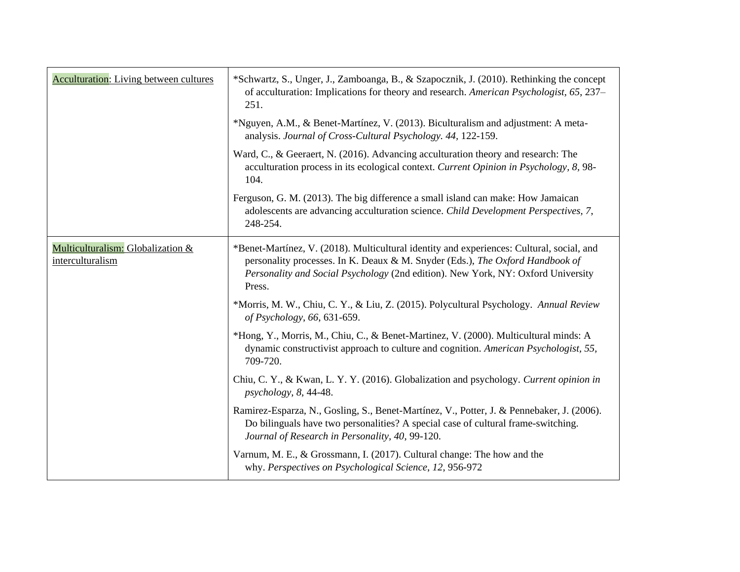| | |
|---|---|
| Acculturation: Living between cultures | *Schwartz, S., Unger, J., Zamboanga, B., & Szapocznik, J. (2010). Rethinking the concept of acculturation: Implications for theory and research. *American Psychologist, 65*, 237–251.<br><br>*Nguyen, A.M., & Benet-Martínez, V. (2013). Biculturalism and adjustment: A meta-analysis. *Journal of Cross-Cultural Psychology. 44*, 122-159.<br><br>Ward, C., & Geeraert, N. (2016). Advancing acculturation theory and research: The acculturation process in its ecological context. *Current Opinion in Psychology, 8*, 98-104.<br><br>Ferguson, G. M. (2013). The big difference a small island can make: How Jamaican adolescents are advancing acculturation science. *Child Development Perspectives*, *7*, 248-254. |
| Multiculturalism: Globalization & interculturalism | *Benet-Martínez, V. (2018). Multicultural identity and experiences: Cultural, social, and personality processes. In K. Deaux & M. Snyder (Eds.), *The Oxford Handbook of Personality and Social Psychology* (2nd edition). New York, NY: Oxford University Press.<br><br>*Morris, M. W., Chiu, C. Y., & Liu, Z. (2015). Polycultural Psychology. *Annual Review of Psychology*, *66*, 631-659.<br><br>*Hong, Y., Morris, M., Chiu, C., & Benet-Martinez, V. (2000). Multicultural minds: A dynamic constructivist approach to culture and cognition. *American Psychologist*, *55*, 709-720.<br><br>Chiu, C. Y., & Kwan, L. Y. Y. (2016). Globalization and psychology. *Current opinion in psychology*, *8*, 44-48.<br><br>Ramirez-Esparza, N., Gosling, S., Benet-Martínez, V., Potter, J. & Pennebaker, J. (2006). Do bilinguals have two personalities? A special case of cultural frame-switching. *Journal of Research in Personality*, *40*, 99-120.<br><br>Varnum, M. E., & Grossmann, I. (2017). Cultural change: The how and the why. *Perspectives on Psychological Science*, *12*, 956-972 |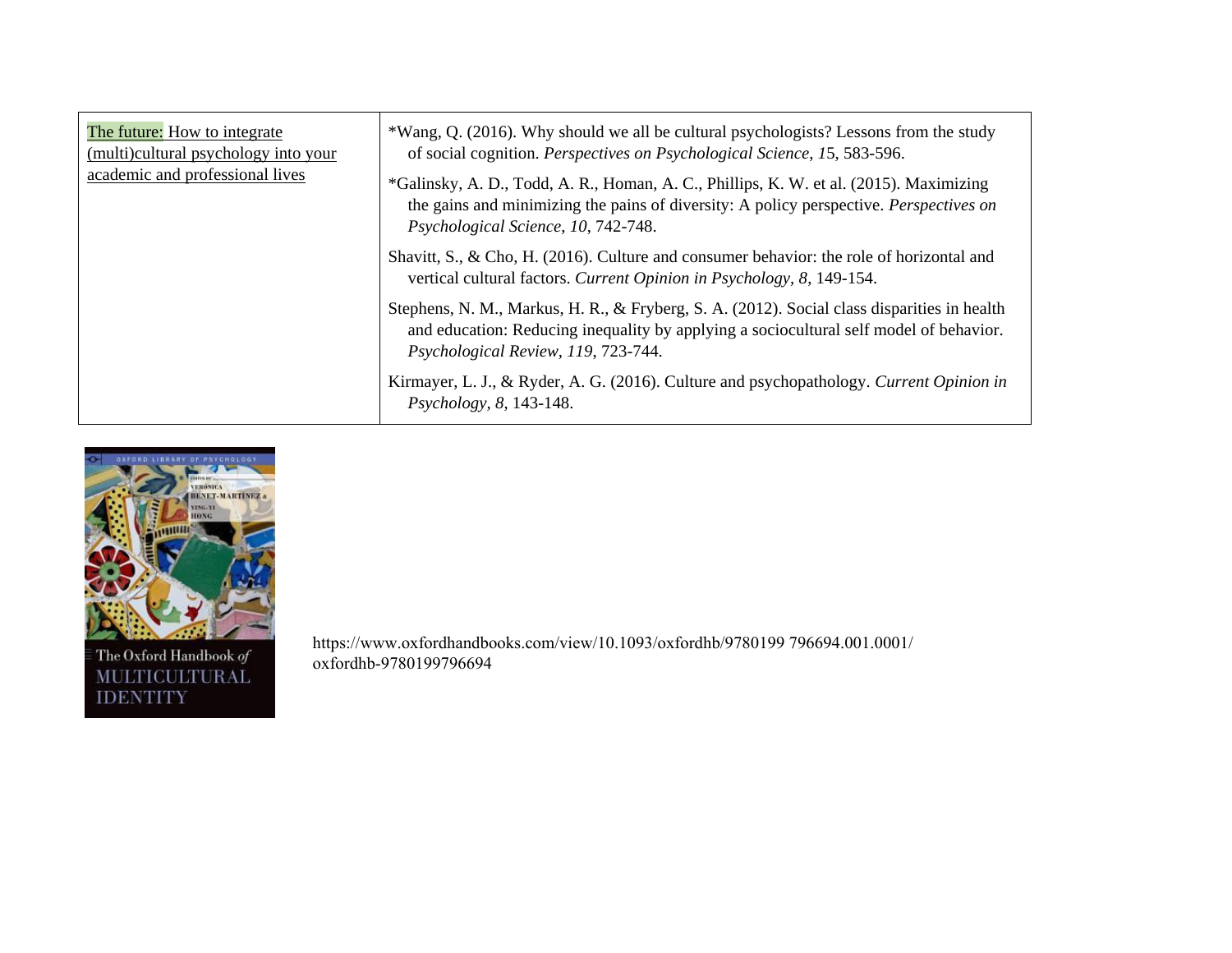| | |
|---|---|
| The future: How to integrate (multi)cultural psychology into your academic and professional lives | *Wang, Q. (2016). Why should we all be cultural psychologists? Lessons from the study of social cognition. *Perspectives on Psychological Science, 1*5, 583-596.<br><br>*Galinsky, A. D., Todd, A. R., Homan, A. C., Phillips, K. W. et al. (2015). Maximizing the gains and minimizing the pains of diversity: A policy perspective. *Perspectives on Psychological Science, 10*, 742-748.<br><br>Shavitt, S., & Cho, H. (2016). Culture and consumer behavior: the role of horizontal and vertical cultural factors. *Current Opinion in Psychology, 8*, 149-154.<br><br>Stephens, N. M., Markus, H. R., & Fryberg, S. A. (2012). Social class disparities in health and education: Reducing inequality by applying a sociocultural self model of behavior. *Psychological Review, 119,* 723-744.<br><br>Kirmayer, L. J., & Ryder, A. G. (2016). Culture and psychopathology. *Current Opinion in Psychology, 8*, 143-148. |

OXFORD LIBRARY OF PSYCHOLOGY

EDITED BY VERONICA BENET-MARTINEZ & YING-YI HONG

The Oxford Handbook *of* MULTICULTURAL IDENTITY

https://www.oxfordhandbooks.com/view/10.1093/oxfordhb/9780199 796694.001.0001/oxfordhb-9780199796694